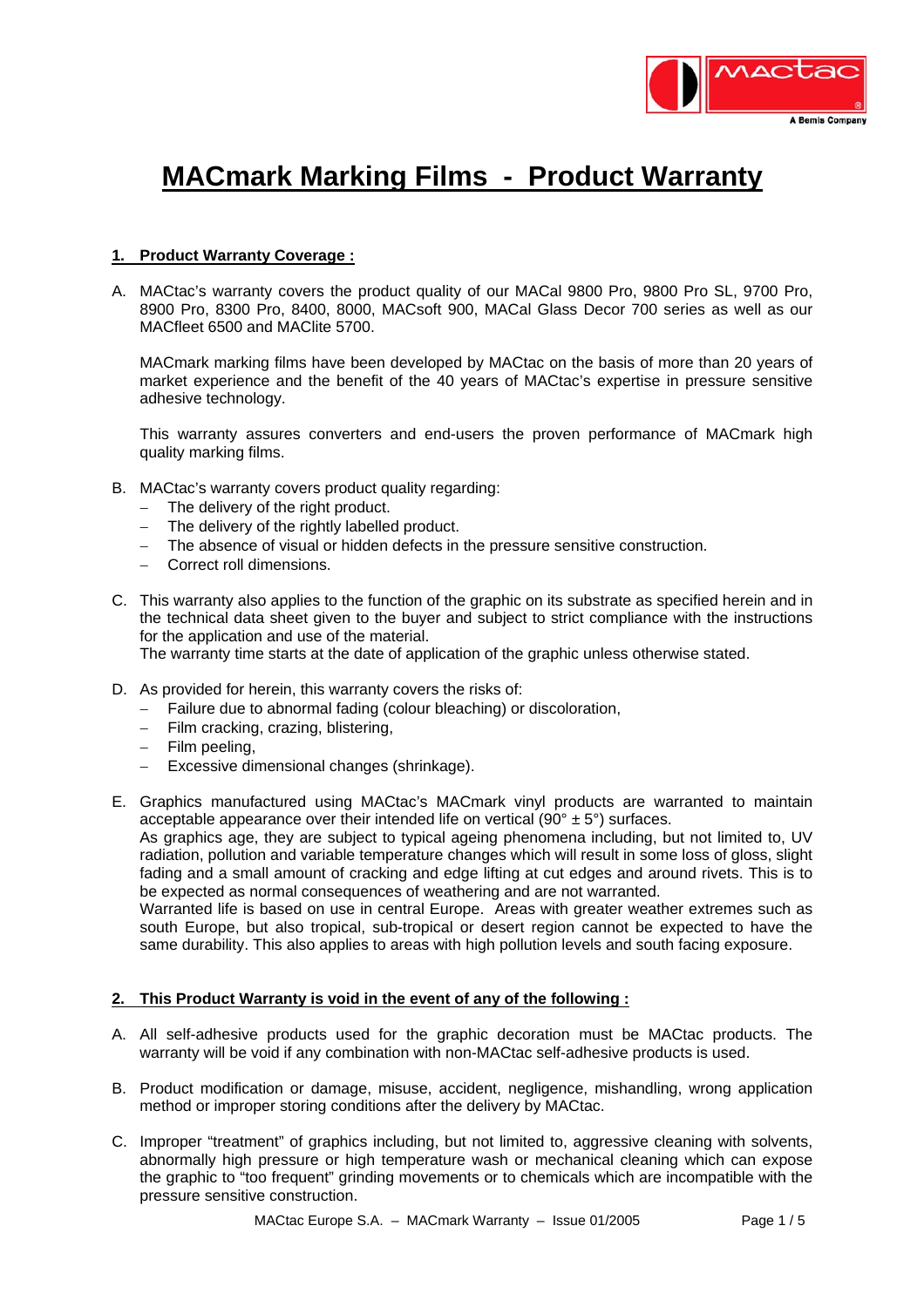# MACmark Marking Films - Product Warranty

## 1. Product Warranty Coverage :

A. MACtac's warranty covers the product quality of our MACal 9800 Pro, 9800 Pro SL, 9700 Pro, 8900 Pro, 8300 Pro, 8400, 8000, MACsoft 900, MACal Glass Decor 700 series as well as our MACfleet 6500 and MAClite 5700.

MACmark marking films have been developed by MACtac on the basis of more than 20 years of market experience and the benefit of the 40 years of MACtac's expertise in pressure sensitive adhesive technology.

This warranty assures converters and end-users the proven performance of MACmark high quality marking films.

B. MACtac's warranty covers product quality regarding:
- The delivery of the right product.
- The delivery of the rightly labelled product.
- The absence of visual or hidden defects in the pressure sensitive construction.
- Correct roll dimensions.

C. This warranty also applies to the function of the graphic on its substrate as specified herein and in the technical data sheet given to the buyer and subject to strict compliance with the instructions for the application and use of the material.
The warranty time starts at the date of application of the graphic unless otherwise stated.

D. As provided for herein, this warranty covers the risks of:
- Failure due to abnormal fading (colour bleaching) or discoloration,
- Film cracking, crazing, blistering,
- Film peeling,
- Excessive dimensional changes (shrinkage).

E. Graphics manufactured using MACtac's MACmark vinyl products are warranted to maintain acceptable appearance over their intended life on vertical (90° ± 5°) surfaces.
As graphics age, they are subject to typical ageing phenomena including, but not limited to, UV radiation, pollution and variable temperature changes which will result in some loss of gloss, slight fading and a small amount of cracking and edge lifting at cut edges and around rivets. This is to be expected as normal consequences of weathering and are not warranted.
Warranted life is based on use in central Europe. Areas with greater weather extremes such as south Europe, but also tropical, sub-tropical or desert region cannot be expected to have the same durability. This also applies to areas with high pollution levels and south facing exposure.

## 2. This Product Warranty is void in the event of any of the following :

A. All self-adhesive products used for the graphic decoration must be MACtac products. The warranty will be void if any combination with non-MACtac self-adhesive products is used.

B. Product modification or damage, misuse, accident, negligence, mishandling, wrong application method or improper storing conditions after the delivery by MACtac.

C. Improper "treatment" of graphics including, but not limited to, aggressive cleaning with solvents, abnormally high pressure or high temperature wash or mechanical cleaning which can expose the graphic to "too frequent" grinding movements or to chemicals which are incompatible with the pressure sensitive construction.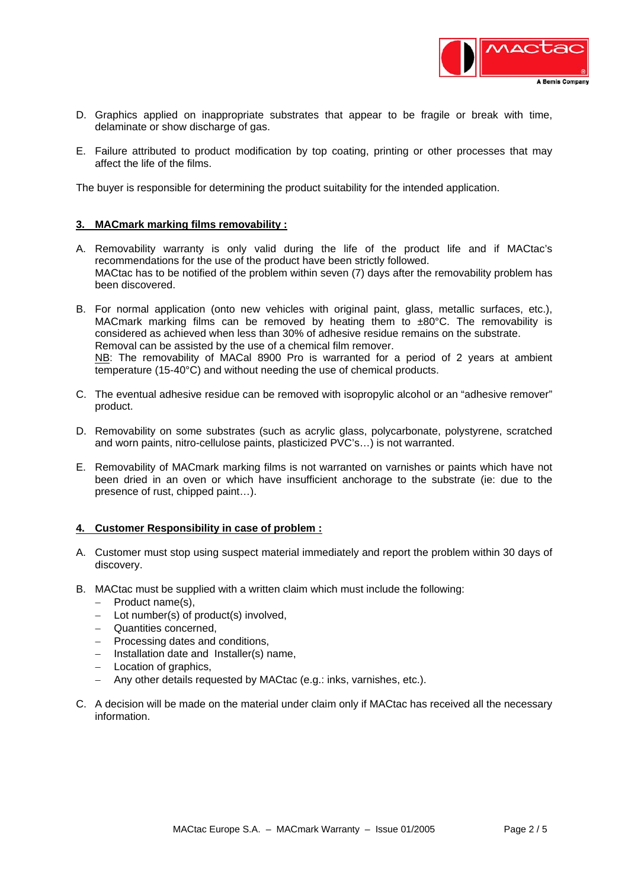D. Graphics applied on inappropriate substrates that appear to be fragile or break with time, delaminate or show discharge of gas.

E. Failure attributed to product modification by top coating, printing or other processes that may affect the life of the films.

The buyer is responsible for determining the product suitability for the intended application.

## 3. MACmark marking films removability :

A. Removability warranty is only valid during the life of the product life and if MACtac's recommendations for the use of the product have been strictly followed.
MACtac has to be notified of the problem within seven (7) days after the removability problem has been discovered.

B. For normal application (onto new vehicles with original paint, glass, metallic surfaces, etc.), MACmark marking films can be removed by heating them to ±80°C. The removability is considered as achieved when less than 30% of adhesive residue remains on the substrate.
Removal can be assisted by the use of a chemical film remover.
NB: The removability of MACal 8900 Pro is warranted for a period of 2 years at ambient temperature (15-40°C) and without needing the use of chemical products.

C. The eventual adhesive residue can be removed with isopropylic alcohol or an "adhesive remover" product.

D. Removability on some substrates (such as acrylic glass, polycarbonate, polystyrene, scratched and worn paints, nitro-cellulose paints, plasticized PVC's…) is not warranted.

E. Removability of MACmark marking films is not warranted on varnishes or paints which have not been dried in an oven or which have insufficient anchorage to the substrate (ie: due to the presence of rust, chipped paint…).

## 4. Customer Responsibility in case of problem :

A. Customer must stop using suspect material immediately and report the problem within 30 days of discovery.

B. MACtac must be supplied with a written claim which must include the following:
   - Product name(s),
   - Lot number(s) of product(s) involved,
   - Quantities concerned,
   - Processing dates and conditions,
   - Installation date and Installer(s) name,
   - Location of graphics,
   - Any other details requested by MACtac (e.g.: inks, varnishes, etc.).

C. A decision will be made on the material under claim only if MACtac has received all the necessary information.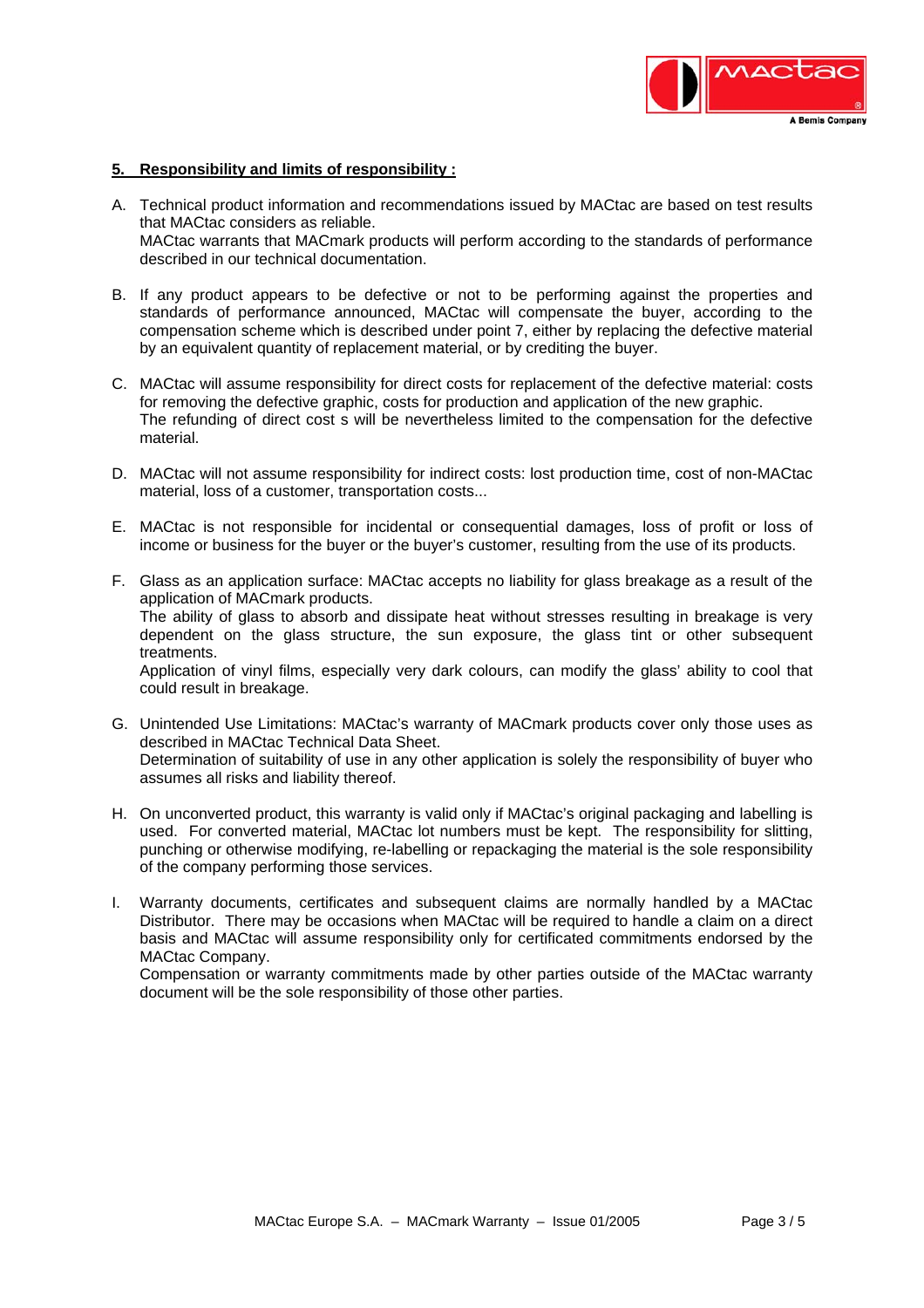## 5. Responsibility and limits of responsibility :

A. Technical product information and recommendations issued by MACtac are based on test results that MACtac considers as reliable.
MACtac warrants that MACmark products will perform according to the standards of performance described in our technical documentation.

B. If any product appears to be defective or not to be performing against the properties and standards of performance announced, MACtac will compensate the buyer, according to the compensation scheme which is described under point 7, either by replacing the defective material by an equivalent quantity of replacement material, or by crediting the buyer.

C. MACtac will assume responsibility for direct costs for replacement of the defective material: costs for removing the defective graphic, costs for production and application of the new graphic.
The refunding of direct cost s will be nevertheless limited to the compensation for the defective material.

D. MACtac will not assume responsibility for indirect costs: lost production time, cost of non-MACtac material, loss of a customer, transportation costs...

E. MACtac is not responsible for incidental or consequential damages, loss of profit or loss of income or business for the buyer or the buyer's customer, resulting from the use of its products.

F. Glass as an application surface: MACtac accepts no liability for glass breakage as a result of the application of MACmark products.
The ability of glass to absorb and dissipate heat without stresses resulting in breakage is very dependent on the glass structure, the sun exposure, the glass tint or other subsequent treatments.
Application of vinyl films, especially very dark colours, can modify the glass' ability to cool that could result in breakage.

G. Unintended Use Limitations: MACtac's warranty of MACmark products cover only those uses as described in MACtac Technical Data Sheet.
Determination of suitability of use in any other application is solely the responsibility of buyer who assumes all risks and liability thereof.

H. On unconverted product, this warranty is valid only if MACtac's original packaging and labelling is used. For converted material, MACtac lot numbers must be kept. The responsibility for slitting, punching or otherwise modifying, re-labelling or repackaging the material is the sole responsibility of the company performing those services.

I. Warranty documents, certificates and subsequent claims are normally handled by a MACtac Distributor. There may be occasions when MACtac will be required to handle a claim on a direct basis and MACtac will assume responsibility only for certificated commitments endorsed by the MACtac Company.
Compensation or warranty commitments made by other parties outside of the MACtac warranty document will be the sole responsibility of those other parties.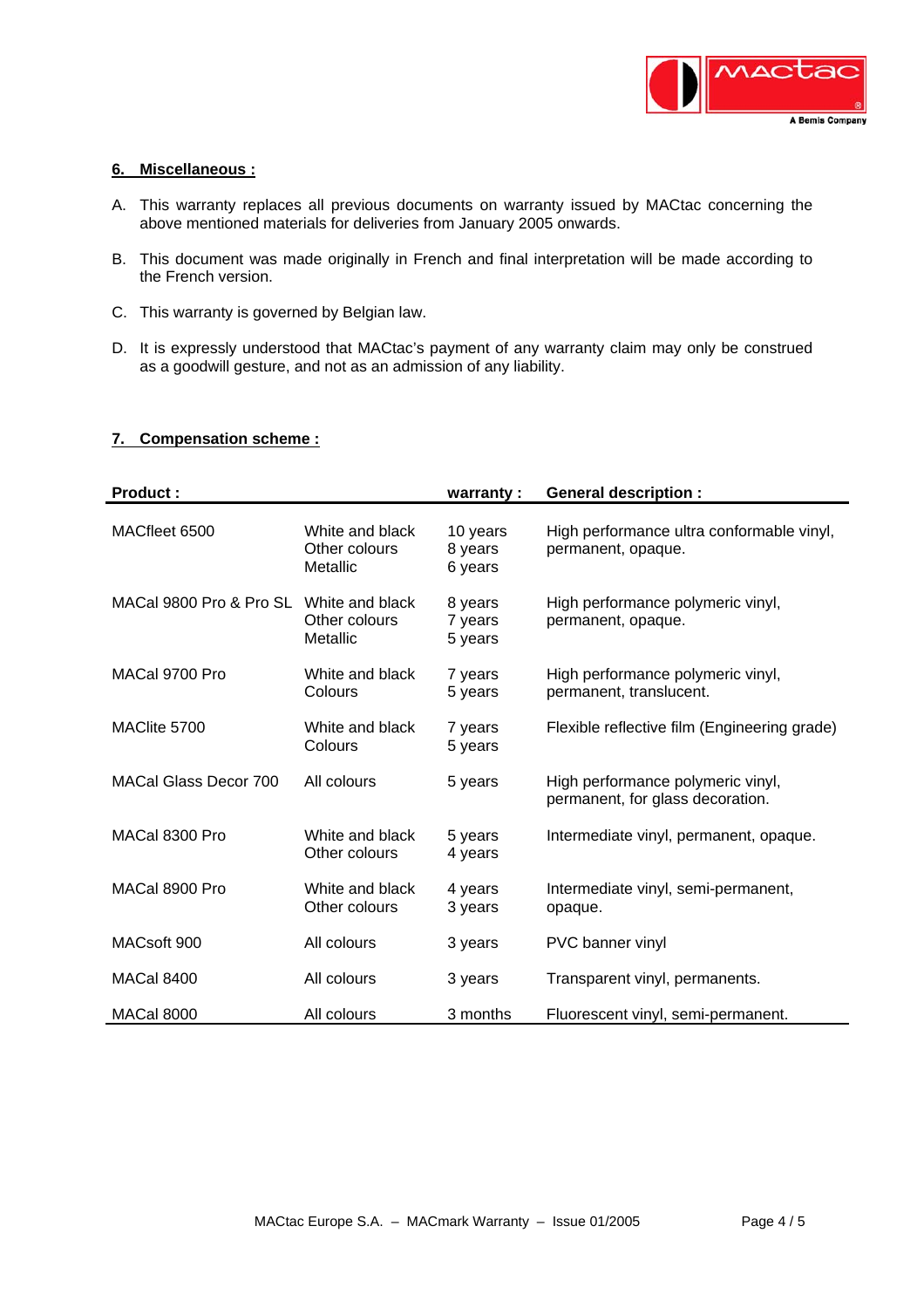## 6. Miscellaneous :

A. This warranty replaces all previous documents on warranty issued by MACtac concerning the above mentioned materials for deliveries from January 2005 onwards.

B. This document was made originally in French and final interpretation will be made according to the French version.

C. This warranty is governed by Belgian law.

D. It is expressly understood that MACtac's payment of any warranty claim may only be construed as a goodwill gesture, and not as an admission of any liability.

## 7. Compensation scheme :

| Product : | | warranty : | General description : |
|---|---|---|---|
| MACfleet 6500 | White and black<br>Other colours<br>Metallic | 10 years<br>8 years<br>6 years | High performance ultra conformable vinyl, permanent, opaque. |
| MACal 9800 Pro & Pro SL | White and black<br>Other colours<br>Metallic | 8 years<br>7 years<br>5 years | High performance polymeric vinyl, permanent, opaque. |
| MACal 9700 Pro | White and black<br>Colours | 7 years<br>5 years | High performance polymeric vinyl, permanent, translucent. |
| MAClite 5700 | White and black<br>Colours | 7 years<br>5 years | Flexible reflective film (Engineering grade) |
| MACal Glass Decor 700 | All colours | 5 years | High performance polymeric vinyl, permanent, for glass decoration. |
| MACal 8300 Pro | White and black<br>Other colours | 5 years<br>4 years | Intermediate vinyl, permanent, opaque. |
| MACal 8900 Pro | White and black<br>Other colours | 4 years<br>3 years | Intermediate vinyl, semi-permanent, opaque. |
| MACsoft 900 | All colours | 3 years | PVC banner vinyl |
| MACal 8400 | All colours | 3 years | Transparent vinyl, permanents. |
| MACal 8000 | All colours | 3 months | Fluorescent vinyl, semi-permanent. |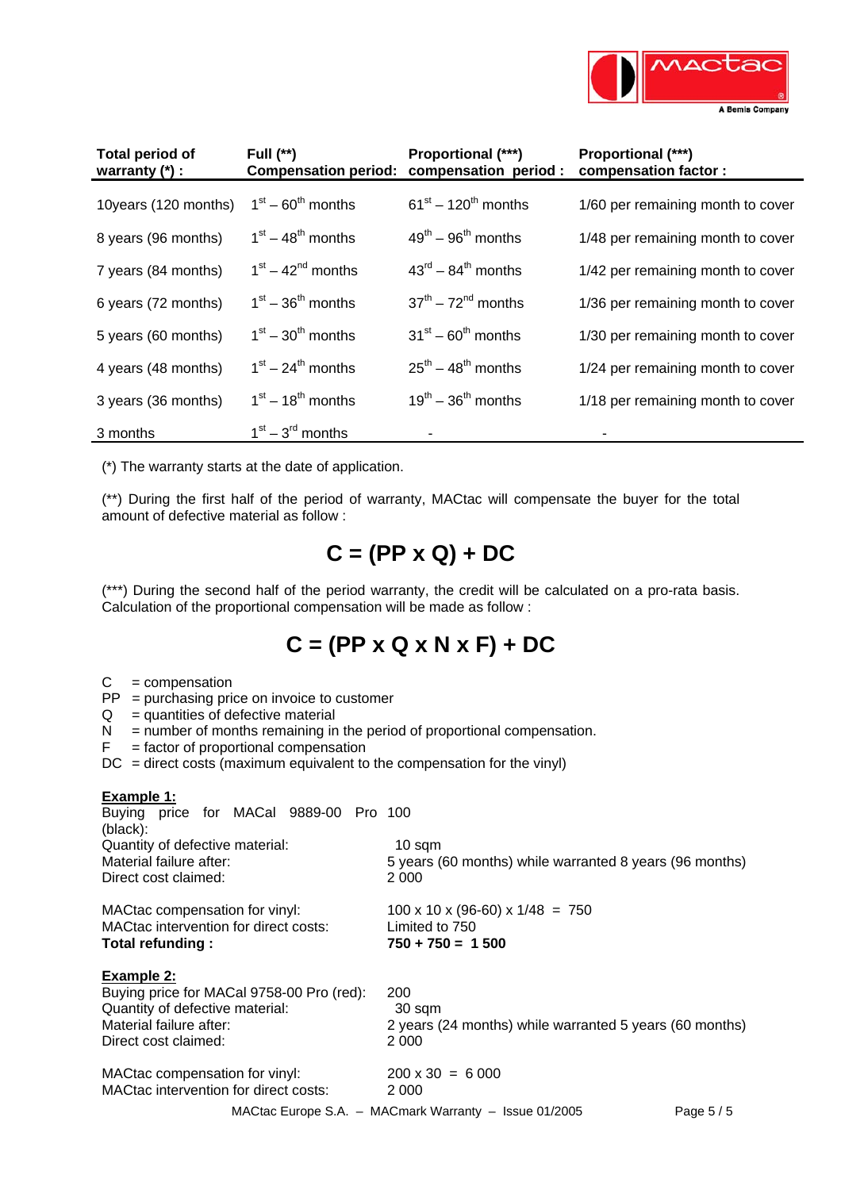| Total period of warranty (*) : | Full (**) Compensation period: | Proportional (***) compensation period : | Proportional (***) compensation factor : |
|---|---|---|---|
| 10years (120 months) | $1^{st}$ – $60^{th}$ months | $61^{st}$ – $120^{th}$ months | 1/60 per remaining month to cover |
| 8 years (96 months) | $1^{st}$ – $48^{th}$ months | $49^{th}$ – $96^{th}$ months | 1/48 per remaining month to cover |
| 7 years (84 months) | $1^{st}$ – $42^{nd}$ months | $43^{rd}$ – $84^{th}$ months | 1/42 per remaining month to cover |
| 6 years (72 months) | $1^{st}$ – $36^{th}$ months | $37^{th}$ – $72^{nd}$ months | 1/36 per remaining month to cover |
| 5 years (60 months) | $1^{st}$ – $30^{th}$ months | $31^{st}$ – $60^{th}$ months | 1/30 per remaining month to cover |
| 4 years (48 months) | $1^{st}$ – $24^{th}$ months | $25^{th}$ – $48^{th}$ months | 1/24 per remaining month to cover |
| 3 years (36 months) | $1^{st}$ – $18^{th}$ months | $19^{th}$ – $36^{th}$ months | 1/18 per remaining month to cover |
| 3 months | $1^{st}$ – $3^{rd}$ months | - | - |

(*) The warranty starts at the date of application.

(**) During the first half of the period of warranty, MACtac will compensate the buyer for the total amount of defective material as follow :

$$C = (PP \times Q) + DC$$

(***) During the second half of the period warranty, the credit will be calculated on a pro-rata basis. Calculation of the proportional compensation will be made as follow :

$$C = (PP \times Q \times N \times F) + DC$$

C = compensation
PP = purchasing price on invoice to customer
Q = quantities of defective material
N = number of months remaining in the period of proportional compensation.
F = factor of proportional compensation
DC = direct costs (maximum equivalent to the compensation for the vinyl)

**Example 1:**

| | |
|---|---|
| Buying price for MACal 9889-00 Pro (black): | 100 |
| Quantity of defective material: | 10 sqm |
| Material failure after: | 5 years (60 months) while warranted 8 years (96 months) |
| Direct cost claimed: | 2 000 |
| MACtac compensation for vinyl: | 100 x 10 x (96-60) x 1/48 = 750 |
| MACtac intervention for direct costs: | Limited to 750 |
| **Total refunding :** | **750 + 750 = 1 500** |

**Example 2:**

| | |
|---|---|
| Buying price for MACal 9758-00 Pro (red): | 200 |
| Quantity of defective material: | 30 sqm |
| Material failure after: | 2 years (24 months) while warranted 5 years (60 months) |
| Direct cost claimed: | 2 000 |
| MACtac compensation for vinyl: | 200 x 30 = 6 000 |
| MACtac intervention for direct costs: | 2 000 |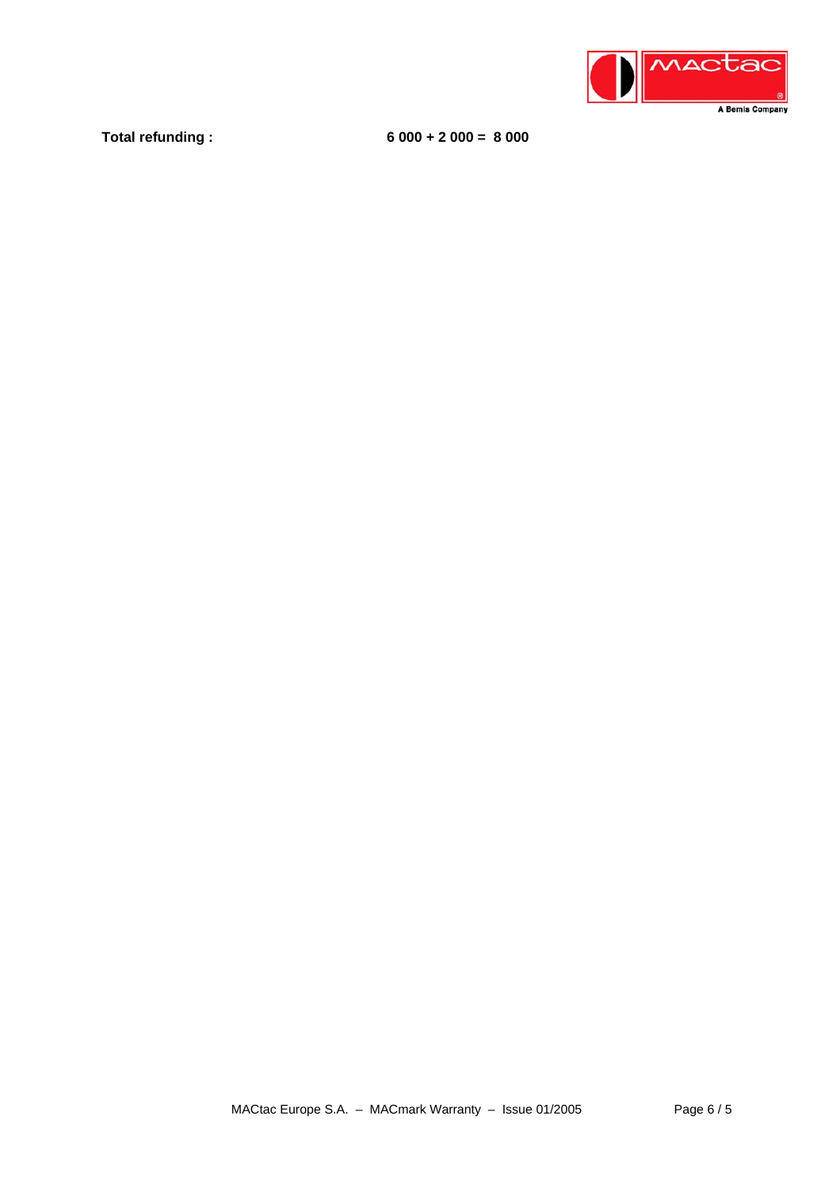**Total refunding :** **6 000 + 2 000 = 8 000**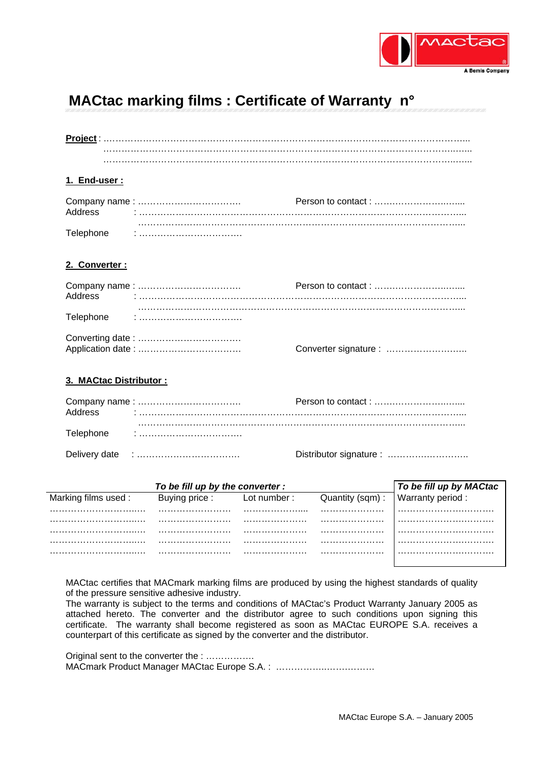# MACtac marking films : Certificate of Warranty n°

**Project** : ……………………………………………………………………………………………………………..
……………………………………………………………………………………………………………..
……………………………………………………………………………………………………………..

**1. End-user :**

Company name : …………………………….  Person to contact : ……………………..…...
Address : ……………………………………………………………………………………………..
……………………………………………………………………………………………..
Telephone : …………………………….

**2. Converter :**

Company name : …………………………….  Person to contact : ……………………..…...
Address : ……………………………………………………………………………………………..
……………………………………………………………………………………………..
Telephone : …………………………….

Converting date : …………………………….
Application date : …………………………….  Converter signature : ……………………..

**3. MACtac Distributor :**

Company name : …………………………….  Person to contact : ……………………..…...
Address : ……………………………………………………………………………………………..
……………………………………………………………………………………………..
Telephone : …………………………….

Delivery date : …………………………….  Distributor signature : ……………………..

| *To be fill up by the converter :* | | | | *To be fill up by MACtac* |
|---|---|---|---|---|
| Marking films used : | Buying price : | Lot number : | Quantity (sqm) : | Warranty period : |
| ……………………..…. | …………………… | ………………... | ………………… | …………………..…….. |
| ……………………..…. | …………………… | ………………… | ………………… | …………………..…….. |
| ……………………..…. | …………………… | ………………… | ………………… | …………………..…….. |
| ……………………..…. | …………………… | ………………… | ………………… | …………………..…….. |
| ……………………..…. | …………………… | ………………… | ………………… | …………………..…….. |

MACtac certifies that MACmark marking films are produced by using the highest standards of quality of the pressure sensitive adhesive industry.
The warranty is subject to the terms and conditions of MACtac's Product Warranty January 2005 as attached hereto. The converter and the distributor agree to such conditions upon signing this certificate. The warranty shall become registered as soon as MACtac EUROPE S.A. receives a counterpart of this certificate as signed by the converter and the distributor.

Original sent to the converter the : …………….
MACmark Product Manager MACtac Europe S.A. : ……………..……………

MACtac Europe S.A. – January 2005